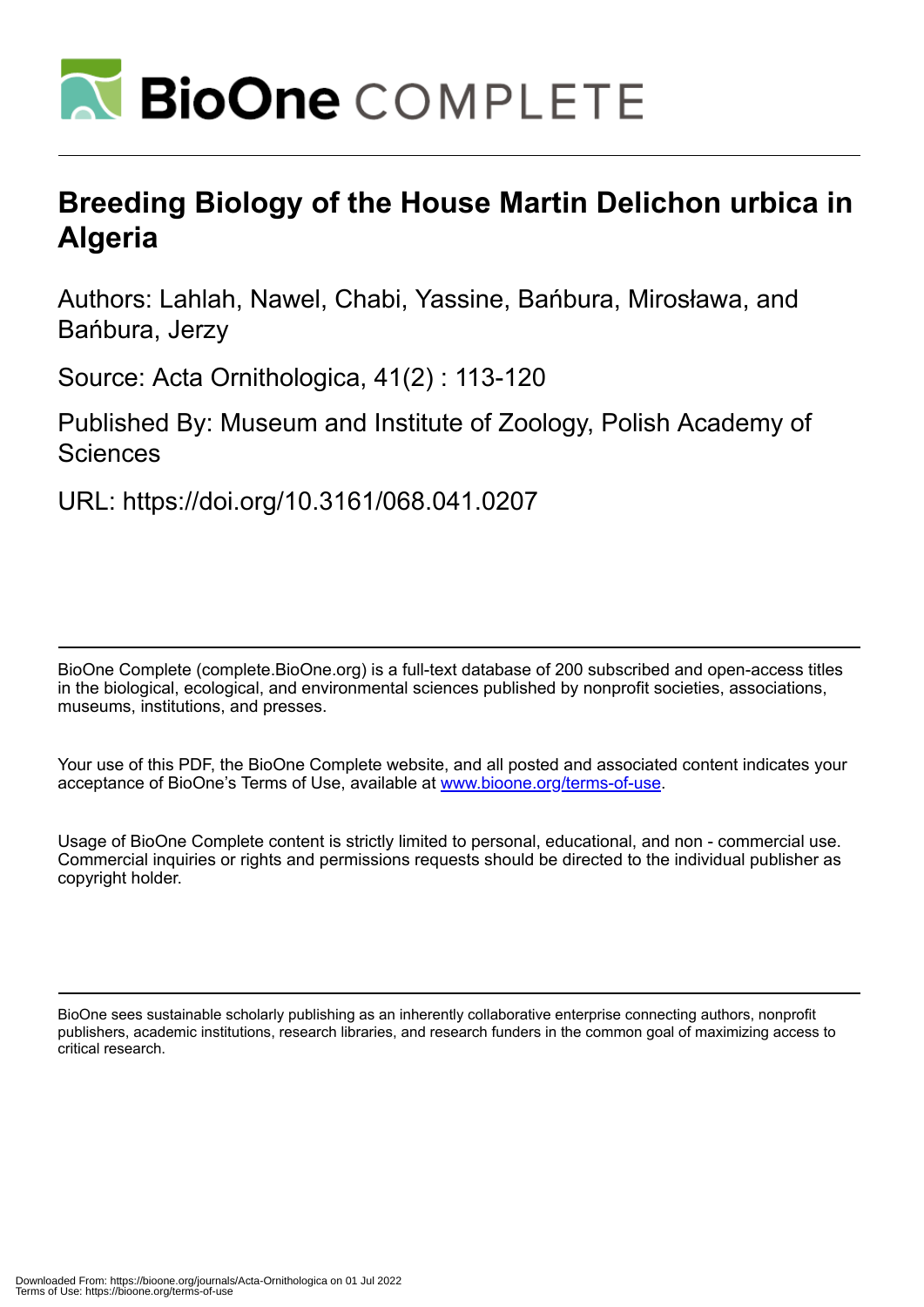# BioOne COMPLETE

# Breeding Biology of the House Martin Delichon urbica in Algeria

Authors: Lahlah, Nawel, Chabi, Yassine, Bańbura, Mirosława, and Bańbura, Jerzy

Source: Acta Ornithologica, 41(2) : 113-120

Published By: Museum and Institute of Zoology, Polish Academy of Sciences

URL: https://doi.org/10.3161/068.041.0207

BioOne Complete (complete.BioOne.org) is a full-text database of 200 subscribed and open-access titles in the biological, ecological, and environmental sciences published by nonprofit societies, associations, museums, institutions, and presses.

Your use of this PDF, the BioOne Complete website, and all posted and associated content indicates your acceptance of BioOne's Terms of Use, available at www.bioone.org/terms-of-use.

Usage of BioOne Complete content is strictly limited to personal, educational, and non - commercial use. Commercial inquiries or rights and permissions requests should be directed to the individual publisher as copyright holder.

BioOne sees sustainable scholarly publishing as an inherently collaborative enterprise connecting authors, nonprofit publishers, academic institutions, research libraries, and research funders in the common goal of maximizing access to critical research.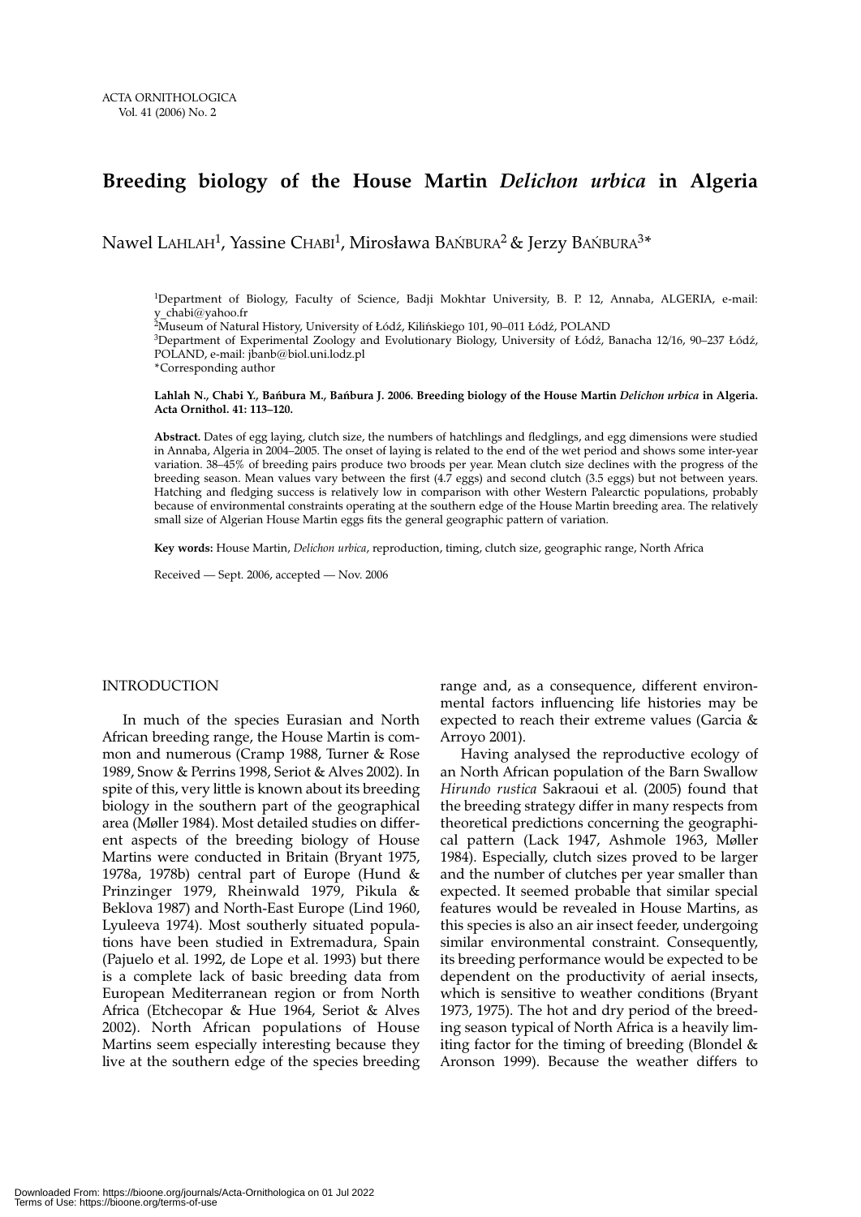# Breeding biology of the House Martin *Delichon urbica* in Algeria

Nawel Lahlah[1], Yassine Chabi[1], Mirosława Bańbura[2] & Jerzy Bańbura[3]*

[1]Department of Biology, Faculty of Science, Badji Mokhtar University, B. P. 12, Annaba, ALGERIA, e-mail: y_chabi@yahoo.fr

[2]Museum of Natural History, University of Łódź, Kilińskiego 101, 90–011 Łódź, POLAND

[3]Department of Experimental Zoology and Evolutionary Biology, University of Łódź, Banacha 12/16, 90–237 Łódź, POLAND, e-mail: jbanb@biol.uni.lodz.pl

*Corresponding author

**Lahlah N., Chabi Y., Bańbura M., Bańbura J. 2006. Breeding biology of the House Martin *Delichon urbica* in Algeria. Acta Ornithol. 41: 113–120.**

**Abstract.** Dates of egg laying, clutch size, the numbers of hatchlings and fledglings, and egg dimensions were studied in Annaba, Algeria in 2004–2005. The onset of laying is related to the end of the wet period and shows some inter-year variation. 38–45% of breeding pairs produce two broods per year. Mean clutch size declines with the progress of the breeding season. Mean values vary between the first (4.7 eggs) and second clutch (3.5 eggs) but not between years. Hatching and fledging success is relatively low in comparison with other Western Palearctic populations, probably because of environmental constraints operating at the southern edge of the House Martin breeding area. The relatively small size of Algerian House Martin eggs fits the general geographic pattern of variation.

**Key words:** House Martin, *Delichon urbica*, reproduction, timing, clutch size, geographic range, North Africa

Received — Sept. 2006, accepted — Nov. 2006

## INTRODUCTION

In much of the species Eurasian and North African breeding range, the House Martin is common and numerous (Cramp 1988, Turner & Rose 1989, Snow & Perrins 1998, Seriot & Alves 2002). In spite of this, very little is known about its breeding biology in the southern part of the geographical area (Møller 1984). Most detailed studies on different aspects of the breeding biology of House Martins were conducted in Britain (Bryant 1975, 1978a, 1978b) central part of Europe (Hund & Prinzinger 1979, Rheinwald 1979, Pikula & Beklova 1987) and North-East Europe (Lind 1960, Lyuleeva 1974). Most southerly situated populations have been studied in Extremadura, Spain (Pajuelo et al. 1992, de Lope et al. 1993) but there is a complete lack of basic breeding data from European Mediterranean region or from North Africa (Etchecopar & Hue 1964, Seriot & Alves 2002). North African populations of House Martins seem especially interesting because they live at the southern edge of the species breeding range and, as a consequence, different environmental factors influencing life histories may be expected to reach their extreme values (Garcia & Arroyo 2001).

Having analysed the reproductive ecology of an North African population of the Barn Swallow *Hirundo rustica* Sakraoui et al. (2005) found that the breeding strategy differ in many respects from theoretical predictions concerning the geographical pattern (Lack 1947, Ashmole 1963, Møller 1984). Especially, clutch sizes proved to be larger and the number of clutches per year smaller than expected. It seemed probable that similar special features would be revealed in House Martins, as this species is also an air insect feeder, undergoing similar environmental constraint. Consequently, its breeding performance would be expected to be dependent on the productivity of aerial insects, which is sensitive to weather conditions (Bryant 1973, 1975). The hot and dry period of the breeding season typical of North Africa is a heavily limiting factor for the timing of breeding (Blondel & Aronson 1999). Because the weather differs to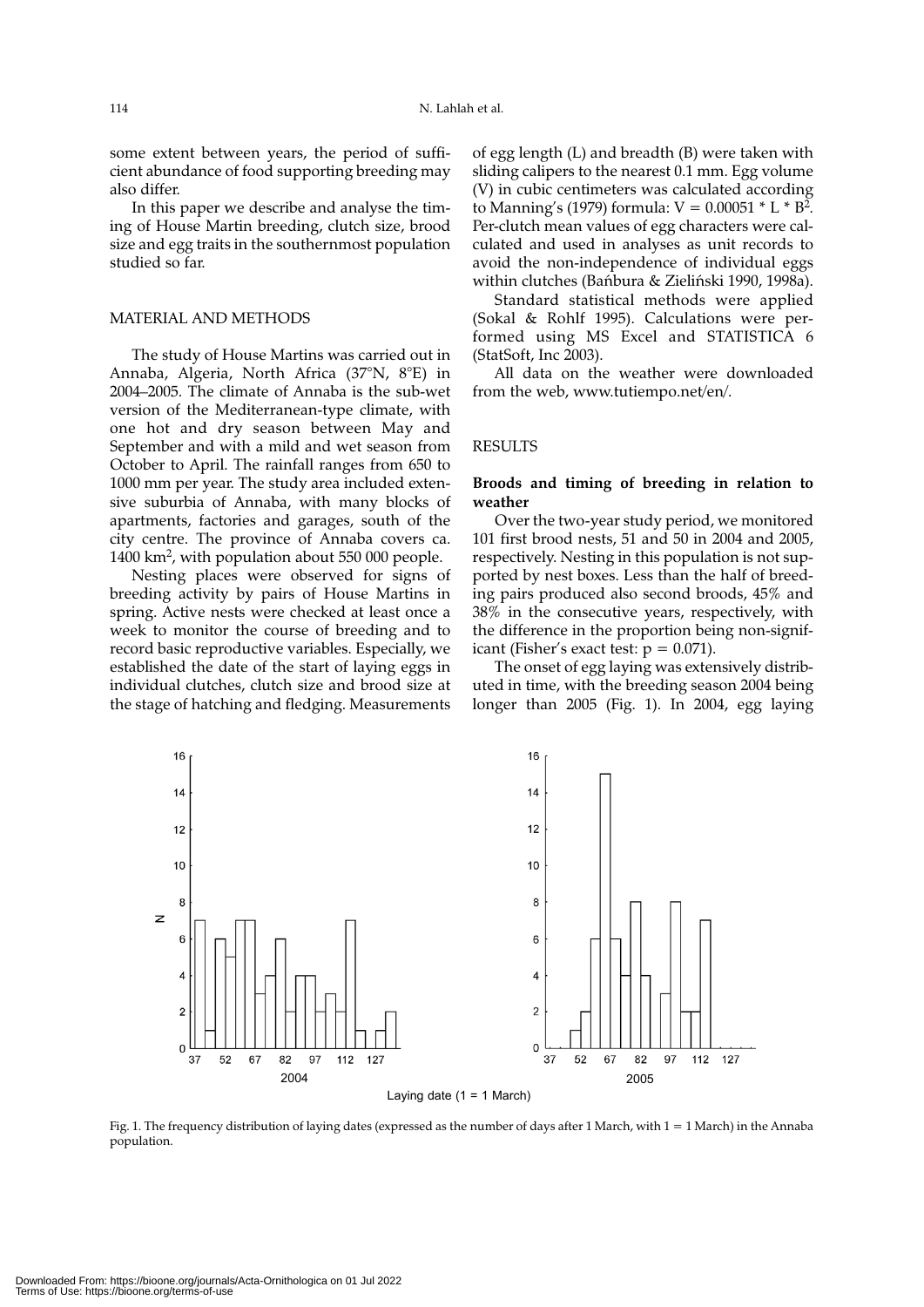some extent between years, the period of sufficient abundance of food supporting breeding may also differ.

In this paper we describe and analyse the timing of House Martin breeding, clutch size, brood size and egg traits in the southernmost population studied so far.

## MATERIAL AND METHODS

The study of House Martins was carried out in Annaba, Algeria, North Africa (37°N, 8°E) in 2004–2005. The climate of Annaba is the sub-wet version of the Mediterranean-type climate, with one hot and dry season between May and September and with a mild and wet season from October to April. The rainfall ranges from 650 to 1000 mm per year. The study area included extensive suburbia of Annaba, with many blocks of apartments, factories and garages, south of the city centre. The province of Annaba covers ca. 1400 km$^2$, with population about 550 000 people.

Nesting places were observed for signs of breeding activity by pairs of House Martins in spring. Active nests were checked at least once a week to monitor the course of breeding and to record basic reproductive variables. Especially, we established the date of the start of laying eggs in individual clutches, clutch size and brood size at the stage of hatching and fledging. Measurements of egg length (L) and breadth (B) were taken with sliding calipers to the nearest 0.1 mm. Egg volume (V) in cubic centimeters was calculated according to Manning's (1979) formula: $V = 0.00051 * L * B^2$. Per-clutch mean values of egg characters were calculated and used in analyses as unit records to avoid the non-independence of individual eggs within clutches (Bańbura & Zieliński 1990, 1998a).

Standard statistical methods were applied (Sokal & Rohlf 1995). Calculations were performed using MS Excel and STATISTICA 6 (StatSoft, Inc 2003).

All data on the weather were downloaded from the web, www.tutiempo.net/en/.

## RESULTS

### Broods and timing of breeding in relation to weather

Over the two-year study period, we monitored 101 first brood nests, 51 and 50 in 2004 and 2005, respectively. Nesting in this population is not supported by nest boxes. Less than the half of breeding pairs produced also second broods, 45% and 38% in the consecutive years, respectively, with the difference in the proportion being non-significant (Fisher's exact test: $p = 0.071$).

The onset of egg laying was extensively distributed in time, with the breeding season 2004 being longer than 2005 (Fig. 1). In 2004, egg laying

Fig. 1. The frequency distribution of laying dates (expressed as the number of days after 1 March, with 1 = 1 March) in the Annaba population.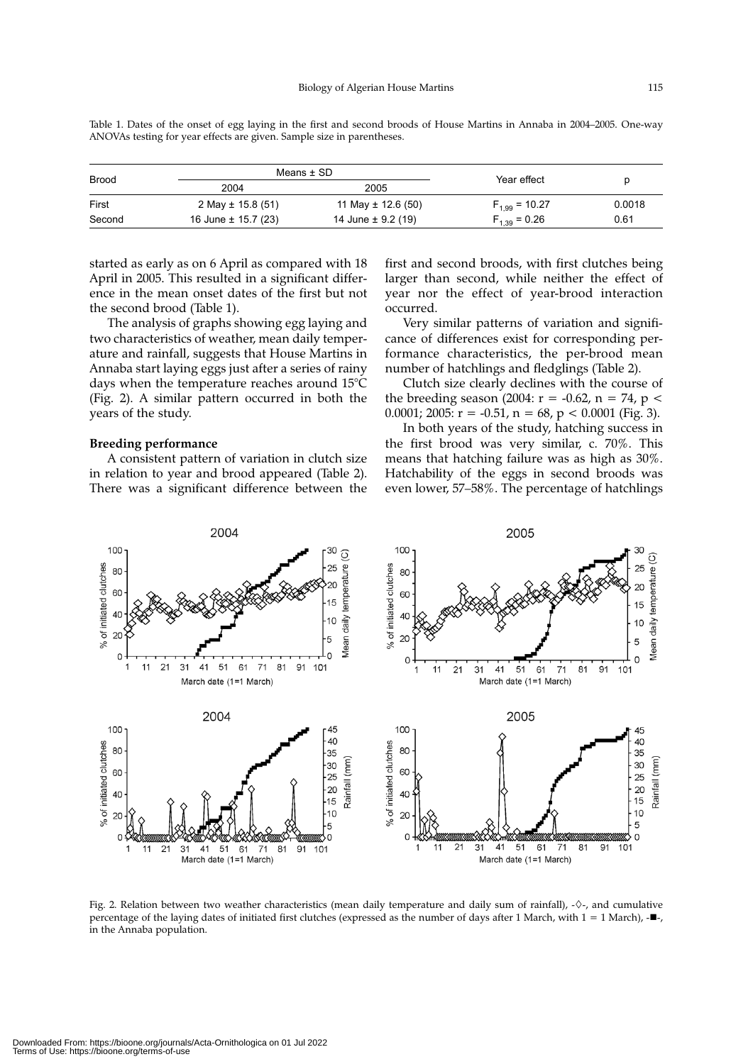Table 1. Dates of the onset of egg laying in the first and second broods of House Martins in Annaba in 2004–2005. One-way ANOVAs testing for year effects are given. Sample size in parentheses.

| Brood | Means ± SD | | Year effect | p |
|---|---|---|---|---|
| | 2004 | 2005 | | |
| First | 2 May ± 15.8 (51) | 11 May ± 12.6 (50) | $F_{1,99} = 10.27$ | 0.0018 |
| Second | 16 June ± 15.7 (23) | 14 June ± 9.2 (19) | $F_{1,39} = 0.26$ | 0.61 |

started as early as on 6 April as compared with 18 April in 2005. This resulted in a significant difference in the mean onset dates of the first but not the second brood (Table 1).

The analysis of graphs showing egg laying and two characteristics of weather, mean daily temperature and rainfall, suggests that House Martins in Annaba start laying eggs just after a series of rainy days when the temperature reaches around 15°C (Fig. 2). A similar pattern occurred in both the years of the study.

**Breeding performance**

A consistent pattern of variation in clutch size in relation to year and brood appeared (Table 2). There was a significant difference between the first and second broods, with first clutches being larger than second, while neither the effect of year nor the effect of year-brood interaction occurred.

Very similar patterns of variation and significance of differences exist for corresponding performance characteristics, the per-brood mean number of hatchlings and fledglings (Table 2).

Clutch size clearly declines with the course of the breeding season (2004: $r = -0.62$, $n = 74$, $p < 0.0001$; 2005: $r = -0.51$, $n = 68$, $p < 0.0001$ (Fig. 3).

In both years of the study, hatching success in the first brood was very similar, c. 70%. This means that hatching failure was as high as 30%. Hatchability of the eggs in second broods was even lower, 57–58%. The percentage of hatchlings

Fig. 2. Relation between two weather characteristics (mean daily temperature and daily sum of rainfall), -◇-, and cumulative percentage of the laying dates of initiated first clutches (expressed as the number of days after 1 March, with 1 = 1 March), -■-, in the Annaba population.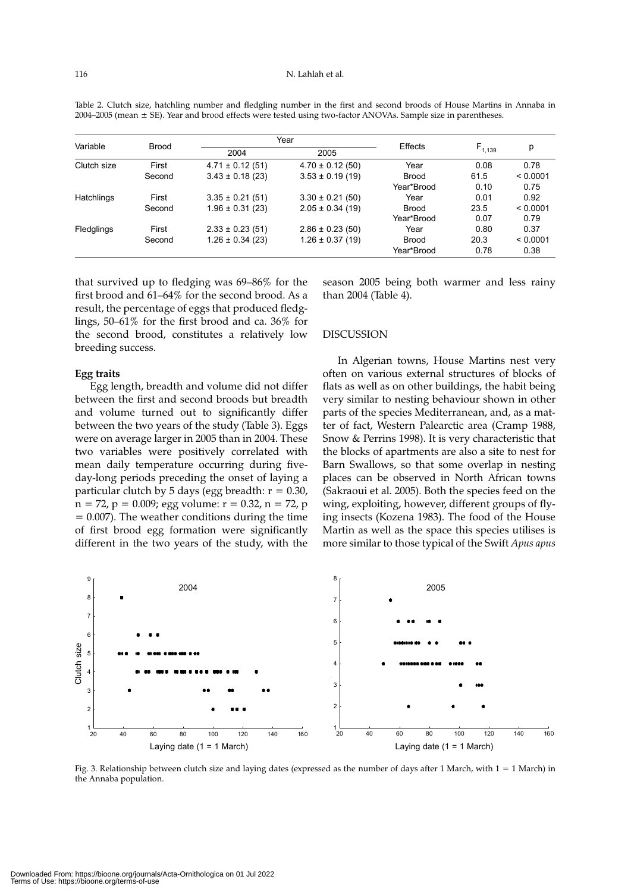Table 2. Clutch size, hatchling number and fledgling number in the first and second broods of House Martins in Annaba in 2004–2005 (mean ± SE). Year and brood effects were tested using two-factor ANOVAs. Sample size in parentheses.

| Variable | Brood | Year | | Effects | $F_{1,139}$ | p |
|---|---|---|---|---|---|---|
| | | 2004 | 2005 | | | |
| Clutch size | First | 4.71 ± 0.12 (51) | 4.70 ± 0.12 (50) | Year | 0.08 | 0.78 |
| | Second | 3.43 ± 0.18 (23) | 3.53 ± 0.19 (19) | Brood | 61.5 | < 0.0001 |
| | | | | Year*Brood | 0.10 | 0.75 |
| Hatchlings | First | 3.35 ± 0.21 (51) | 3.30 ± 0.21 (50) | Year | 0.01 | 0.92 |
| | Second | 1.96 ± 0.31 (23) | 2.05 ± 0.34 (19) | Brood | 23.5 | < 0.0001 |
| | | | | Year*Brood | 0.07 | 0.79 |
| Fledglings | First | 2.33 ± 0.23 (51) | 2.86 ± 0.23 (50) | Year | 0.80 | 0.37 |
| | Second | 1.26 ± 0.34 (23) | 1.26 ± 0.37 (19) | Brood | 20.3 | < 0.0001 |
| | | | | Year*Brood | 0.78 | 0.38 |

that survived up to fledging was 69–86% for the first brood and 61–64% for the second brood. As a result, the percentage of eggs that produced fledglings, 50–61% for the first brood and ca. 36% for the second brood, constitutes a relatively low breeding success.

**Egg traits**

Egg length, breadth and volume did not differ between the first and second broods but breadth and volume turned out to significantly differ between the two years of the study (Table 3). Eggs were on average larger in 2005 than in 2004. These two variables were positively correlated with mean daily temperature occurring during five-day-long periods preceding the onset of laying a particular clutch by 5 days (egg breadth: $r = 0.30$, $n = 72$, $p = 0.009$; egg volume: $r = 0.32$, $n = 72$, $p = 0.007$). The weather conditions during the time of first brood egg formation were significantly different in the two years of the study, with the season 2005 being both warmer and less rainy than 2004 (Table 4).

## DISCUSSION

In Algerian towns, House Martins nest very often on various external structures of blocks of flats as well as on other buildings, the habit being very similar to nesting behaviour shown in other parts of the species Mediterranean, and, as a matter of fact, Western Palearctic area (Cramp 1988, Snow & Perrins 1998). It is very characteristic that the blocks of apartments are also a site to nest for Barn Swallows, so that some overlap in nesting places can be observed in North African towns (Sakraoui et al. 2005). Both the species feed on the wing, exploiting, however, different groups of flying insects (Kozena 1983). The food of the House Martin as well as the space this species utilises is more similar to those typical of the Swift *Apus apus*

Fig. 3. Relationship between clutch size and laying dates (expressed as the number of days after 1 March, with 1 = 1 March) in the Annaba population.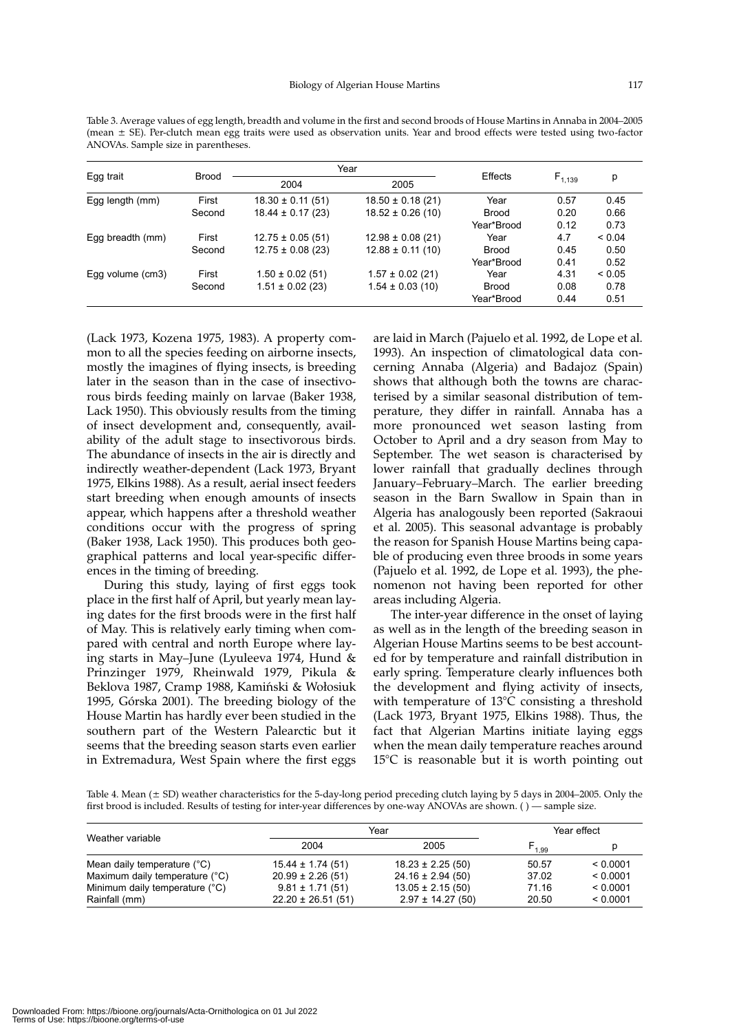Table 3. Average values of egg length, breadth and volume in the first and second broods of House Martins in Annaba in 2004–2005 (mean ± SE). Per-clutch mean egg traits were used as observation units. Year and brood effects were tested using two-factor ANOVAs. Sample size in parentheses.

| Egg trait | Brood | Year | | Effects | $F_{1,139}$ | p |
|---|---|---|---|---|---|---|
| | | 2004 | 2005 | | | |
| Egg length (mm) | First | 18.30 ± 0.11 (51) | 18.50 ± 0.18 (21) | Year | 0.57 | 0.45 |
| | Second | 18.44 ± 0.17 (23) | 18.52 ± 0.26 (10) | Brood | 0.20 | 0.66 |
| | | | | Year*Brood | 0.12 | 0.73 |
| Egg breadth (mm) | First | 12.75 ± 0.05 (51) | 12.98 ± 0.08 (21) | Year | 4.7 | < 0.04 |
| | Second | 12.75 ± 0.08 (23) | 12.88 ± 0.11 (10) | Brood | 0.45 | 0.50 |
| | | | | Year*Brood | 0.41 | 0.52 |
| Egg volume (cm3) | First | 1.50 ± 0.02 (51) | 1.57 ± 0.02 (21) | Year | 4.31 | < 0.05 |
| | Second | 1.51 ± 0.02 (23) | 1.54 ± 0.03 (10) | Brood | 0.08 | 0.78 |
| | | | | Year*Brood | 0.44 | 0.51 |

(Lack 1973, Kozena 1975, 1983). A property common to all the species feeding on airborne insects, mostly the imagines of flying insects, is breeding later in the season than in the case of insectivorous birds feeding mainly on larvae (Baker 1938, Lack 1950). This obviously results from the timing of insect development and, consequently, availability of the adult stage to insectivorous birds. The abundance of insects in the air is directly and indirectly weather-dependent (Lack 1973, Bryant 1975, Elkins 1988). As a result, aerial insect feeders start breeding when enough amounts of insects appear, which happens after a threshold weather conditions occur with the progress of spring (Baker 1938, Lack 1950). This produces both geographical patterns and local year-specific differences in the timing of breeding.

During this study, laying of first eggs took place in the first half of April, but yearly mean laying dates for the first broods were in the first half of May. This is relatively early timing when compared with central and north Europe where laying starts in May–June (Lyuleeva 1974, Hund & Prinzinger 1979, Rheinwald 1979, Pikula & Beklova 1987, Cramp 1988, Kamiński & Wołosiuk 1995, Górska 2001). The breeding biology of the House Martin has hardly ever been studied in the southern part of the Western Palearctic but it seems that the breeding season starts even earlier in Extremadura, West Spain where the first eggs are laid in March (Pajuelo et al. 1992, de Lope et al. 1993). An inspection of climatological data concerning Annaba (Algeria) and Badajoz (Spain) shows that although both the towns are characterised by a similar seasonal distribution of temperature, they differ in rainfall. Annaba has a more pronounced wet season lasting from October to April and a dry season from May to September. The wet season is characterised by lower rainfall that gradually declines through January–February–March. The earlier breeding season in the Barn Swallow in Spain than in Algeria has analogously been reported (Sakraoui et al. 2005). This seasonal advantage is probably the reason for Spanish House Martins being capable of producing even three broods in some years (Pajuelo et al. 1992, de Lope et al. 1993), the phenomenon not having been reported for other areas including Algeria.

The inter-year difference in the onset of laying as well as in the length of the breeding season in Algerian House Martins seems to be best accounted for by temperature and rainfall distribution in early spring. Temperature clearly influences both the development and flying activity of insects, with temperature of 13°C consisting a threshold (Lack 1973, Bryant 1975, Elkins 1988). Thus, the fact that Algerian Martins initiate laying eggs when the mean daily temperature reaches around 15°C is reasonable but it is worth pointing out

Table 4. Mean (± SD) weather characteristics for the 5-day-long period preceding clutch laying by 5 days in 2004–2005. Only the first brood is included. Results of testing for inter-year differences by one-way ANOVAs are shown. ( ) — sample size.

| Weather variable | Year | | Year effect | |
|---|---|---|---|---|
| | 2004 | 2005 | $F_{1,99}$ | p |
| Mean daily temperature (°C) | 15.44 ± 1.74 (51) | 18.23 ± 2.25 (50) | 50.57 | < 0.0001 |
| Maximum daily temperature (°C) | 20.99 ± 2.26 (51) | 24.16 ± 2.94 (50) | 37.02 | < 0.0001 |
| Minimum daily temperature (°C) | 9.81 ± 1.71 (51) | 13.05 ± 2.15 (50) | 71.16 | < 0.0001 |
| Rainfall (mm) | 22.20 ± 26.51 (51) | 2.97 ± 14.27 (50) | 20.50 | < 0.0001 |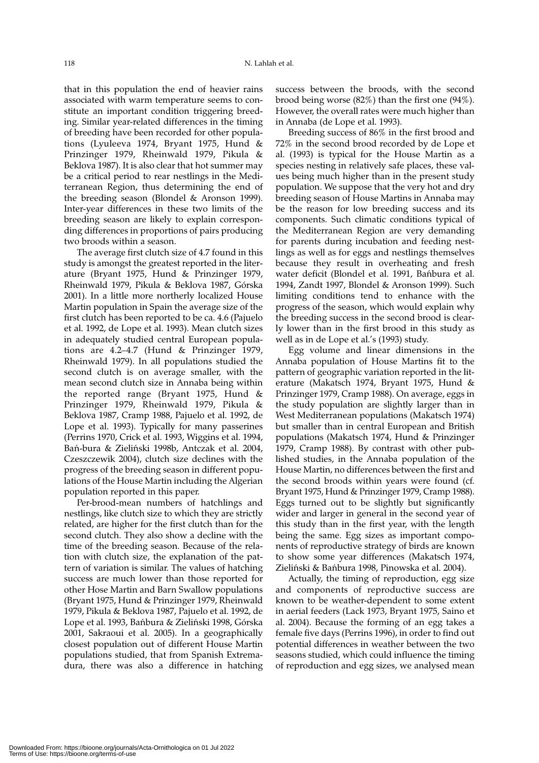that in this population the end of heavier rains associated with warm temperature seems to constitute an important condition triggering breeding. Similar year-related differences in the timing of breeding have been recorded for other populations (Lyuleeva 1974, Bryant 1975, Hund & Prinzinger 1979, Rheinwald 1979, Pikula & Beklova 1987). It is also clear that hot summer may be a critical period to rear nestlings in the Mediterranean Region, thus determining the end of the breeding season (Blondel & Aronson 1999). Inter-year differences in these two limits of the breeding season are likely to explain corresponding differences in proportions of pairs producing two broods within a season.

The average first clutch size of 4.7 found in this study is amongst the greatest reported in the literature (Bryant 1975, Hund & Prinzinger 1979, Rheinwald 1979, Pikula & Beklova 1987, Górska 2001). In a little more northerly localized House Martin population in Spain the average size of the first clutch has been reported to be ca. 4.6 (Pajuelo et al. 1992, de Lope et al. 1993). Mean clutch sizes in adequately studied central European populations are 4.2–4.7 (Hund & Prinzinger 1979, Rheinwald 1979). In all populations studied the second clutch is on average smaller, with the mean second clutch size in Annaba being within the reported range (Bryant 1975, Hund & Prinzinger 1979, Rheinwald 1979, Pikula & Beklova 1987, Cramp 1988, Pajuelo et al. 1992, de Lope et al. 1993). Typically for many passerines (Perrins 1970, Crick et al. 1993, Wiggins et al. 1994, Bań-bura & Zieliński 1998b, Antczak et al. 2004, Czeszczewik 2004), clutch size declines with the progress of the breeding season in different populations of the House Martin including the Algerian population reported in this paper.

Per-brood-mean numbers of hatchlings and nestlings, like clutch size to which they are strictly related, are higher for the first clutch than for the second clutch. They also show a decline with the time of the breeding season. Because of the relation with clutch size, the explanation of the pattern of variation is similar. The values of hatching success are much lower than those reported for other Hose Martin and Barn Swallow populations (Bryant 1975, Hund & Prinzinger 1979, Rheinwald 1979, Pikula & Beklova 1987, Pajuelo et al. 1992, de Lope et al. 1993, Bańbura & Zieliński 1998, Górska 2001, Sakraoui et al. 2005). In a geographically closest population out of different House Martin populations studied, that from Spanish Extremadura, there was also a difference in hatching success between the broods, with the second brood being worse (82%) than the first one (94%). However, the overall rates were much higher than in Annaba (de Lope et al. 1993).

Breeding success of 86% in the first brood and 72% in the second brood recorded by de Lope et al. (1993) is typical for the House Martin as a species nesting in relatively safe places, these values being much higher than in the present study population. We suppose that the very hot and dry breeding season of House Martins in Annaba may be the reason for low breeding success and its components. Such climatic conditions typical of the Mediterranean Region are very demanding for parents during incubation and feeding nestlings as well as for eggs and nestlings themselves because they result in overheating and fresh water deficit (Blondel et al. 1991, Bańbura et al. 1994, Zandt 1997, Blondel & Aronson 1999). Such limiting conditions tend to enhance with the progress of the season, which would explain why the breeding success in the second brood is clearly lower than in the first brood in this study as well as in de Lope et al.'s (1993) study.

Egg volume and linear dimensions in the Annaba population of House Martins fit to the pattern of geographic variation reported in the literature (Makatsch 1974, Bryant 1975, Hund & Prinzinger 1979, Cramp 1988). On average, eggs in the study population are slightly larger than in West Mediterranean populations (Makatsch 1974) but smaller than in central European and British populations (Makatsch 1974, Hund & Prinzinger 1979, Cramp 1988). By contrast with other published studies, in the Annaba population of the House Martin, no differences between the first and the second broods within years were found (cf. Bryant 1975, Hund & Prinzinger 1979, Cramp 1988). Eggs turned out to be slightly but significantly wider and larger in general in the second year of this study than in the first year, with the length being the same. Egg sizes as important components of reproductive strategy of birds are known to show some year differences (Makatsch 1974, Zieliński & Bańbura 1998, Pinowska et al. 2004).

Actually, the timing of reproduction, egg size and components of reproductive success are known to be weather-dependent to some extent in aerial feeders (Lack 1973, Bryant 1975, Saino et al. 2004). Because the forming of an egg takes a female five days (Perrins 1996), in order to find out potential differences in weather between the two seasons studied, which could influence the timing of reproduction and egg sizes, we analysed mean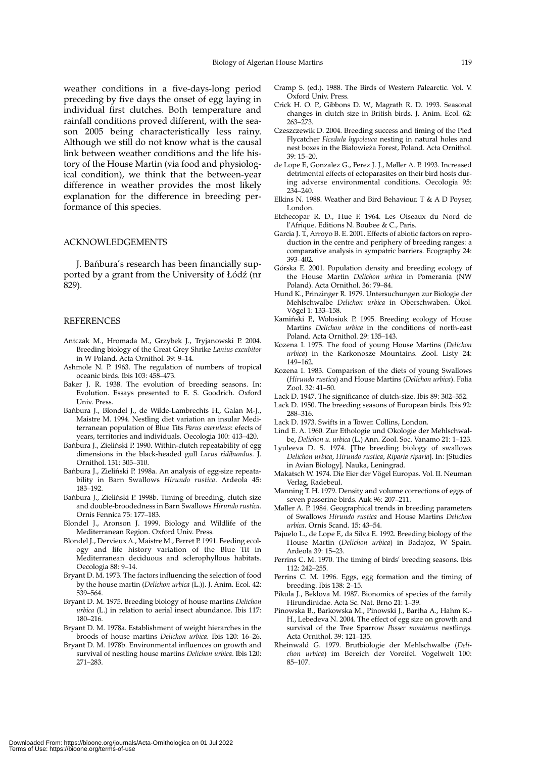weather conditions in a five-days-long period preceding by five days the onset of egg laying in individual first clutches. Both temperature and rainfall conditions proved different, with the season 2005 being characteristically less rainy. Although we still do not know what is the causal link between weather conditions and the life history of the House Martin (via food and physiological condition), we think that the between-year difference in weather provides the most likely explanation for the difference in breeding performance of this species.

## ACKNOWLEDGEMENTS

J. Bańbura's research has been financially supported by a grant from the University of Łódź (nr 829).

## REFERENCES

Antczak M., Hromada M., Grzybek J., Tryjanowski P. 2004. Breeding biology of the Great Grey Shrike *Lanius excubitor* in W Poland. Acta Ornithol. 39: 9–14.

Ashmole N. P. 1963. The regulation of numbers of tropical oceanic birds. Ibis 103: 458–473.

Baker J. R. 1938. The evolution of breeding seasons. In: Evolution. Essays presented to E. S. Goodrich. Oxford Univ. Press.

Bańbura J., Blondel J., de Wilde-Lambrechts H., Galan M-J., Maistre M. 1994. Nestling diet variation an insular Mediterranean population of Blue Tits *Parus caeruleus*: efects of years, territories and individuals. Oecologia 100: 413–420.

Bańbura J., Zieliński P. 1990. Within-clutch repeatability of egg dimensions in the black-headed gull *Larus ridibundus*. J. Ornithol. 131: 305–310.

Bańbura J., Zieliński P. 1998a. An analysis of egg-size repeatability in Barn Swallows *Hirundo rustica*. Ardeola 45: 183–192.

Bańbura J., Zieliński P. 1998b. Timing of breeding, clutch size and double-broodedness in Barn Swallows *Hirundo rustica*. Ornis Fennica 75: 177–183.

Blondel J., Aronson J. 1999. Biology and Wildlife of the Mediterranean Region. Oxford Univ. Press.

Blondel J., Dervieux A., Maistre M., Perret P. 1991. Feeding ecology and life history variation of the Blue Tit in Mediterranean deciduous and sclerophyllous habitats. Oecologia 88: 9–14.

Bryant D. M. 1973. The factors influencing the selection of food by the house martin (*Delichon urbica* (L.)). J. Anim. Ecol. 42: 539–564.

Bryant D. M. 1975. Breeding biology of house martins *Delichon urbica* (L.) in relation to aerial insect abundance. Ibis 117: 180–216.

Bryant D. M. 1978a. Establishment of weight hierarches in the broods of house martins *Delichon urbica*. Ibis 120: 16–26.

Bryant D. M. 1978b. Environmental influences on growth and survival of nestling house martins *Delichon urbica*. Ibis 120: 271–283.

Cramp S. (ed.). 1988. The Birds of Western Palearctic. Vol. V. Oxford Univ. Press.

Crick H. O. P., Gibbons D. W., Magrath R. D. 1993. Seasonal changes in clutch size in British birds. J. Anim. Ecol. 62: 263–273.

Czeszczewik D. 2004. Breeding success and timing of the Pied Flycatcher *Ficedula hypoleuca* nesting in natural holes and nest boxes in the Białowieża Forest, Poland. Acta Ornithol. 39: 15–20.

de Lope F., Gonzalez G., Perez J. J., Møller A. P. 1993. Increased detrimental effects of ectoparasites on their bird hosts during adverse environmental conditions. Oecologia 95: 234–240.

Elkins N. 1988. Weather and Bird Behaviour. T & A D Poyser, London.

Etchecopar R. D., Hue F. 1964. Les Oiseaux du Nord de l'Afrique. Editions N. Boubee & C., Paris.

Garcia J. T., Arroyo B. E. 2001. Effects of abiotic factors on reproduction in the centre and periphery of breeding ranges: a comparative analysis in sympatric barriers. Ecography 24: 393–402.

Górska E. 2001. Population density and breeding ecology of the House Martin *Delichon urbica* in Pomerania (NW Poland). Acta Ornithol. 36: 79–84.

Hund K., Prinzinger R. 1979. Untersuchungen zur Biologie der Mehlschwalbe *Delichon urbica* in Oberschwaben. Ökol. Vögel 1: 133–158.

Kamiński P., Wołosiuk P. 1995. Breeding ecology of House Martins *Delichon urbica* in the conditions of north-east Poland. Acta Ornithol. 29: 135–143.

Kozena I. 1975. The food of young House Martins (*Delichon urbica*) in the Karkonosze Mountains. Zool. Listy 24: 149–162.

Kozena I. 1983. Comparison of the diets of young Swallows (*Hirundo rustica*) and House Martins (*Delichon urbica*). Folia Zool. 32: 41–50.

Lack D. 1947. The significance of clutch-size. Ibis 89: 302–352.

Lack D. 1950. The breeding seasons of European birds. Ibis 92: 288–316.

Lack D. 1973. Swifts in a Tower. Collins, London.

Lind E. A. 1960. Zur Ethologie und Okologie der Mehlschwalbe, *Delichon u. urbica* (L.) Ann. Zool. Soc. Vanamo 21: 1–123.

Lyuleeva D. S. 1974. [The breeding biology of swallows *Delichon urbica*, *Hirundo rustica*, *Riparia riparia*]. In: [Studies in Avian Biology]. Nauka, Leningrad.

Makatsch W. 1974. Die Eier der Vögel Europas. Vol. II. Neuman Verlag, Radebeul.

Manning T. H. 1979. Density and volume corrections of eggs of seven passerine birds. Auk 96: 207–211.

Møller A. P. 1984. Geographical trends in breeding parameters of Swallows *Hirundo rustica* and House Martins *Delichon urbica*. Ornis Scand. 15: 43–54.

Pajuelo L., de Lope F., da Silva E. 1992. Breeding biology of the House Martin (*Delichon urbica*) in Badajoz, W Spain. Ardeola 39: 15–23.

Perrins C. M. 1970. The timing of birds' breeding seasons. Ibis 112: 242–255.

Perrins C. M. 1996. Eggs, egg formation and the timing of breeding. Ibis 138: 2–15.

Pikula J., Beklova M. 1987. Bionomics of species of the family Hirundinidae. Acta Sc. Nat. Brno 21: 1–39.

Pinowska B., Barkowska M., Pinowski J., Bartha A., Hahm K.-H., Lebedeva N. 2004. The effect of egg size on growth and survival of the Tree Sparrow *Passer montanus* nestlings. Acta Ornithol. 39: 121–135.

Rheinwald G. 1979. Brutbiologie der Mehlschwalbe (*Delichon urbica*) im Bereich der Voreifel. Vogelwelt 100: 85–107.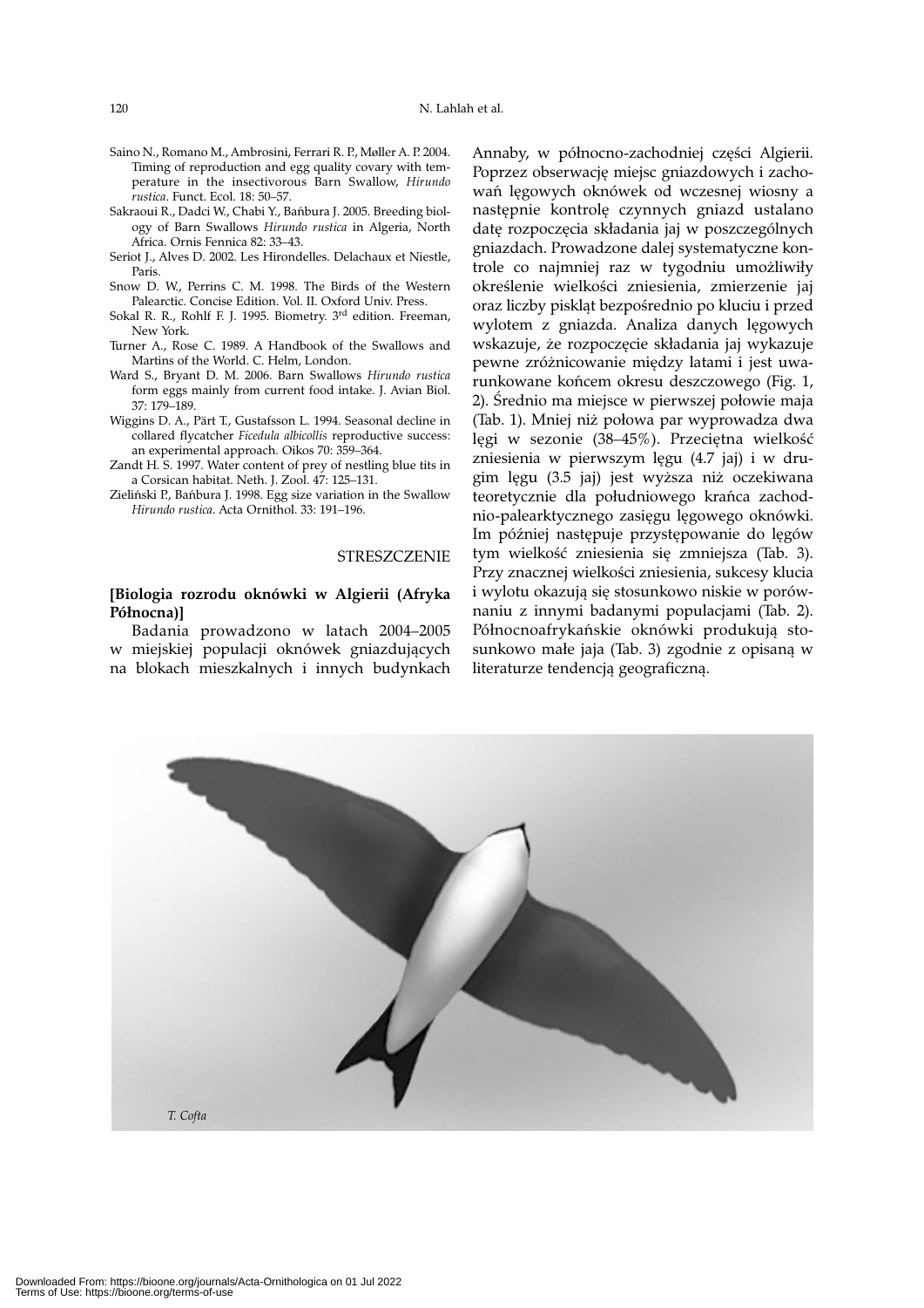Saino N., Romano M., Ambrosini, Ferrari R. P., Møller A. P. 2004. Timing of reproduction and egg quality covary with temperature in the insectivorous Barn Swallow, *Hirundo rustica*. Funct. Ecol. 18: 50–57.

Sakraoui R., Dadci W., Chabi Y., Bańbura J. 2005. Breeding biology of Barn Swallows *Hirundo rustica* in Algeria, North Africa. Ornis Fennica 82: 33–43.

Seriot J., Alves D. 2002. Les Hirondelles. Delachaux et Niestle, Paris.

Snow D. W., Perrins C. M. 1998. The Birds of the Western Palearctic. Concise Edition. Vol. II. Oxford Univ. Press.

Sokal R. R., Rohlf F. J. 1995. Biometry. 3rd edition. Freeman, New York.

Turner A., Rose C. 1989. A Handbook of the Swallows and Martins of the World. C. Helm, London.

Ward S., Bryant D. M. 2006. Barn Swallows *Hirundo rustica* form eggs mainly from current food intake. J. Avian Biol. 37: 179–189.

Wiggins D. A., Pärt T., Gustafsson L. 1994. Seasonal decline in collared flycatcher *Ficedula albicollis* reproductive success: an experimental approach. Oikos 70: 359–364.

Zandt H. S. 1997. Water content of prey of nestling blue tits in a Corsican habitat. Neth. J. Zool. 47: 125–131.

Zieliński P., Bańbura J. 1998. Egg size variation in the Swallow *Hirundo rustica*. Acta Ornithol. 33: 191–196.

## STRESZCZENIE

**[Biologia rozrodu oknówki w Algierii (Afryka Północna)]**

Badania prowadzono w latach 2004–2005 w miejskiej populacji oknówek gniazdujących na blokach mieszkalnych i innych budynkach Annaby, w północno-zachodniej części Algierii. Poprzez obserwację miejsc gniazdowych i zachowań lęgowych oknówek od wczesnej wiosny a następnie kontrolę czynnych gniazd ustalano datę rozpoczęcia składania jaj w poszczególnych gniazdach. Prowadzone dalej systematyczne kontrole co najmniej raz w tygodniu umożliwiły określenie wielkości zniesienia, zmierzenie jaj oraz liczby piskląt bezpośrednio po kluciu i przed wylotem z gniazda. Analiza danych lęgowych wskazuje, że rozpoczęcie składania jaj wykazuje pewne zróżnicowanie między latami i jest uwarunkowane końcem okresu deszczowego (Fig. 1, 2). Średnio ma miejsce w pierwszej połowie maja (Tab. 1). Mniej niż połowa par wyprowadza dwa lęgi w sezonie (38–45%). Przeciętna wielkość zniesienia w pierwszym lęgu (4.7 jaj) i w drugim lęgu (3.5 jaj) jest wyższa niż oczekiwana teoretycznie dla południowego krańca zachodnio-palearktycznego zasięgu lęgowego oknówki. Im później następuje przystępowanie do lęgów tym wielkość zniesienia się zmniejsza (Tab. 3). Przy znacznej wielkości zniesienia, sukcesy klucia i wylotu okazują się stosunkowo niskie w porównaniu z innymi badanymi populacjami (Tab. 2). Północnoafrykańskie oknówki produkują stosunkowo małe jaja (Tab. 3) zgodnie z opisaną w literaturze tendencją geograficzną.

T. Cofta